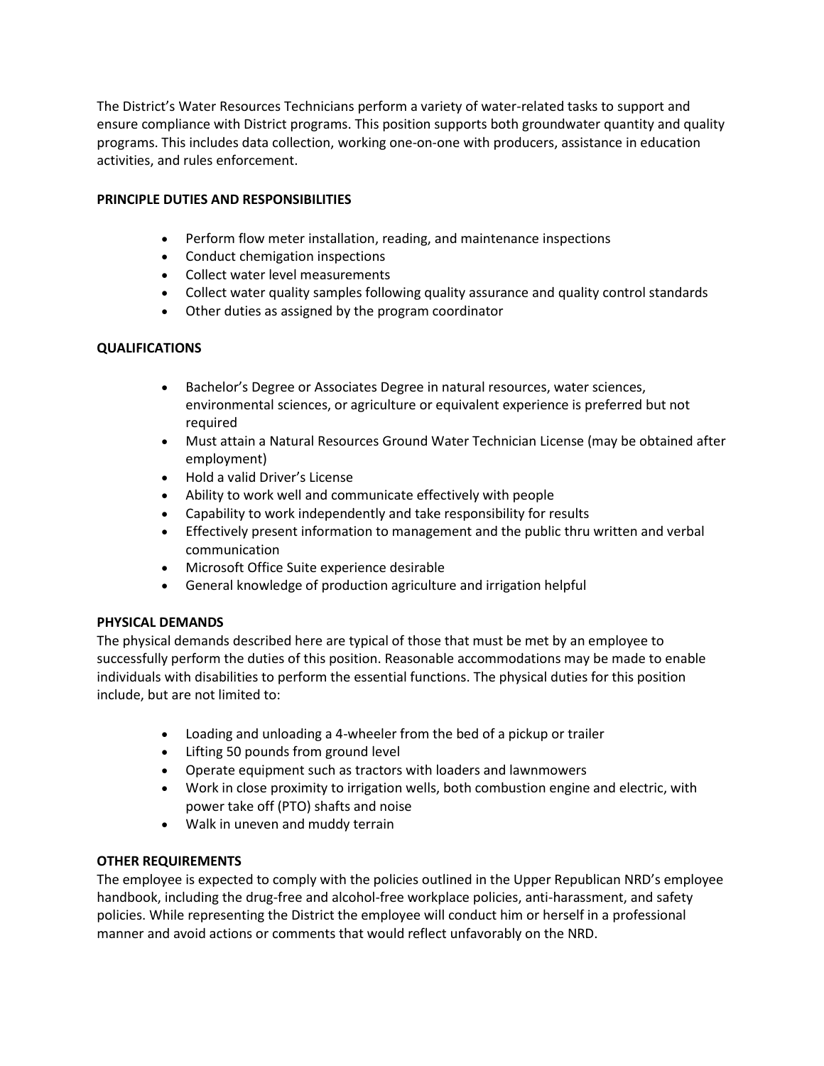The District's Water Resources Technicians perform a variety of water-related tasks to support and ensure compliance with District programs. This position supports both groundwater quantity and quality programs. This includes data collection, working one-on-one with producers, assistance in education activities, and rules enforcement.

**PRINCIPLE DUTIES AND RESPONSIBILITIES**

- Perform flow meter installation, reading, and maintenance inspections
- Conduct chemigation inspections
- Collect water level measurements
- Collect water quality samples following quality assurance and quality control standards
- Other duties as assigned by the program coordinator

**QUALIFICATIONS**

- Bachelor's Degree or Associates Degree in natural resources, water sciences, environmental sciences, or agriculture or equivalent experience is preferred but not required
- Must attain a Natural Resources Ground Water Technician License (may be obtained after employment)
- Hold a valid Driver's License
- Ability to work well and communicate effectively with people
- Capability to work independently and take responsibility for results
- Effectively present information to management and the public thru written and verbal communication
- Microsoft Office Suite experience desirable
- General knowledge of production agriculture and irrigation helpful

**PHYSICAL DEMANDS**

The physical demands described here are typical of those that must be met by an employee to successfully perform the duties of this position. Reasonable accommodations may be made to enable individuals with disabilities to perform the essential functions. The physical duties for this position include, but are not limited to:

- Loading and unloading a 4-wheeler from the bed of a pickup or trailer
- Lifting 50 pounds from ground level
- Operate equipment such as tractors with loaders and lawnmowers
- Work in close proximity to irrigation wells, both combustion engine and electric, with power take off (PTO) shafts and noise
- Walk in uneven and muddy terrain

**OTHER REQUIREMENTS**

The employee is expected to comply with the policies outlined in the Upper Republican NRD's employee handbook, including the drug-free and alcohol-free workplace policies, anti-harassment, and safety policies. While representing the District the employee will conduct him or herself in a professional manner and avoid actions or comments that would reflect unfavorably on the NRD.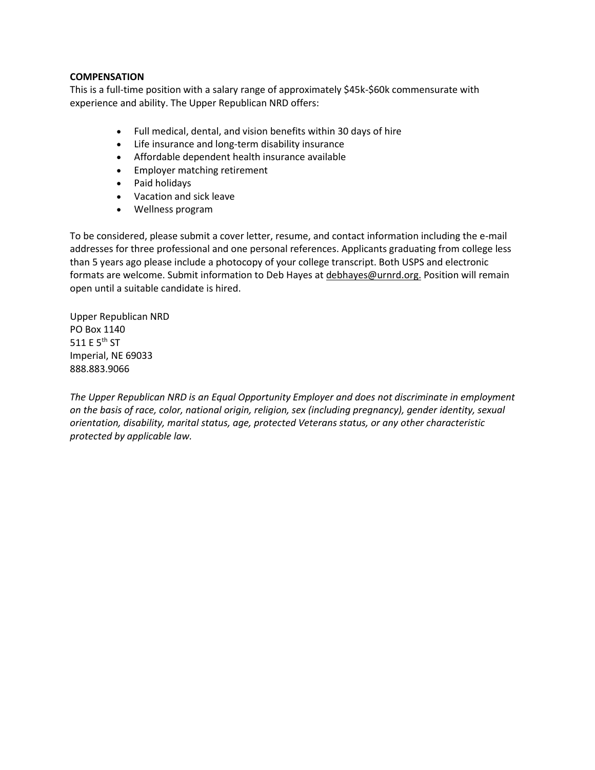**COMPENSATION**

This is a full-time position with a salary range of approximately $45k-$60k commensurate with experience and ability. The Upper Republican NRD offers:

- Full medical, dental, and vision benefits within 30 days of hire
- Life insurance and long-term disability insurance
- Affordable dependent health insurance available
- Employer matching retirement
- Paid holidays
- Vacation and sick leave
- Wellness program

To be considered, please submit a cover letter, resume, and contact information including the e-mail addresses for three professional and one personal references. Applicants graduating from college less than 5 years ago please include a photocopy of your college transcript. Both USPS and electronic formats are welcome. Submit information to Deb Hayes at debhayes@urnrd.org. Position will remain open until a suitable candidate is hired.

Upper Republican NRD  
PO Box 1140  
511 E 5th ST  
Imperial, NE 69033  
888.883.9066

*The Upper Republican NRD is an Equal Opportunity Employer and does not discriminate in employment on the basis of race, color, national origin, religion, sex (including pregnancy), gender identity, sexual orientation, disability, marital status, age, protected Veterans status, or any other characteristic protected by applicable law.*